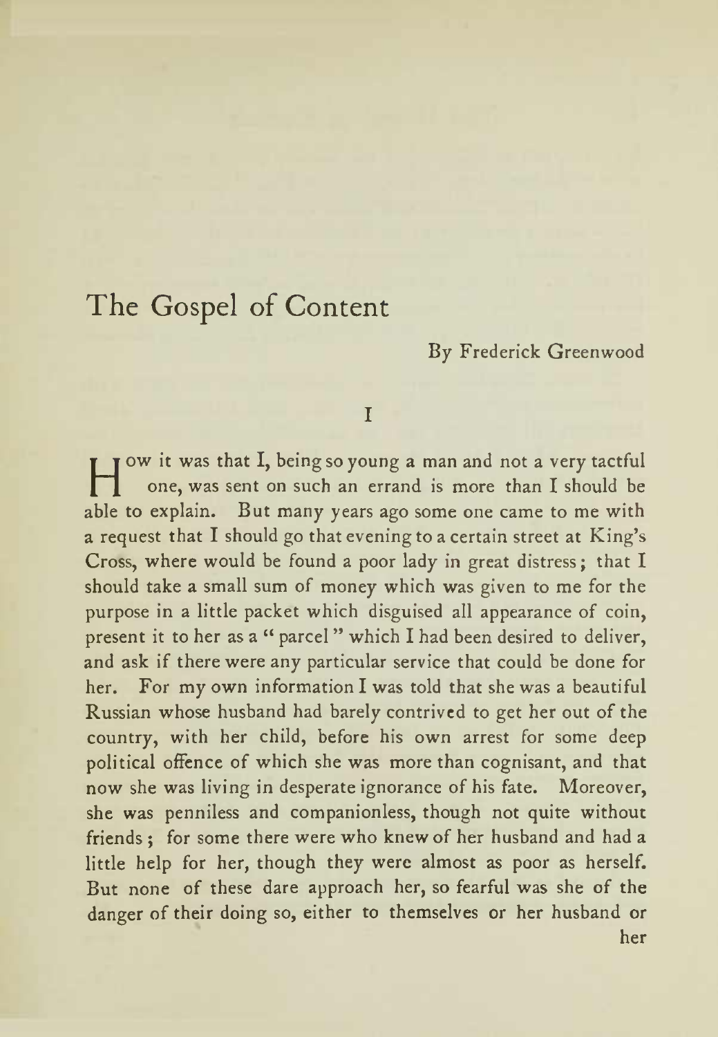# The Gospel of Content

By Frederick Greenwood

## I

How it was that I, being so young a man and not a very tactful one, was sent on such an errand is more than I should be able to explain. But many years ago some one came to me with a request that I should go that evening to a certain street at King's Cross, where would be found a poor lady in great distress; that I should take a small sum of money which was given to me for the purpose in a little packet which disguised all appearance of coin, present it to her as a "parcel" which I had been desired to deliver, and ask if there were any particular service that could be done for her. For my own information I was told that she was a beautiful Russian whose husband had barely contrived to get her out of the country, with her child, before his own arrest for some deep political offence of which she was more than cognisant, and that now she was living in desperate ignorance of his fate. Moreover, she was penniless and companionless, though not quite without friends; for some there were who knew of her husband and had a little help for her, though they were almost as poor as herself. But none of these dare approach her, so fearful was she of the danger of their doing so, either to themselves or her husband or her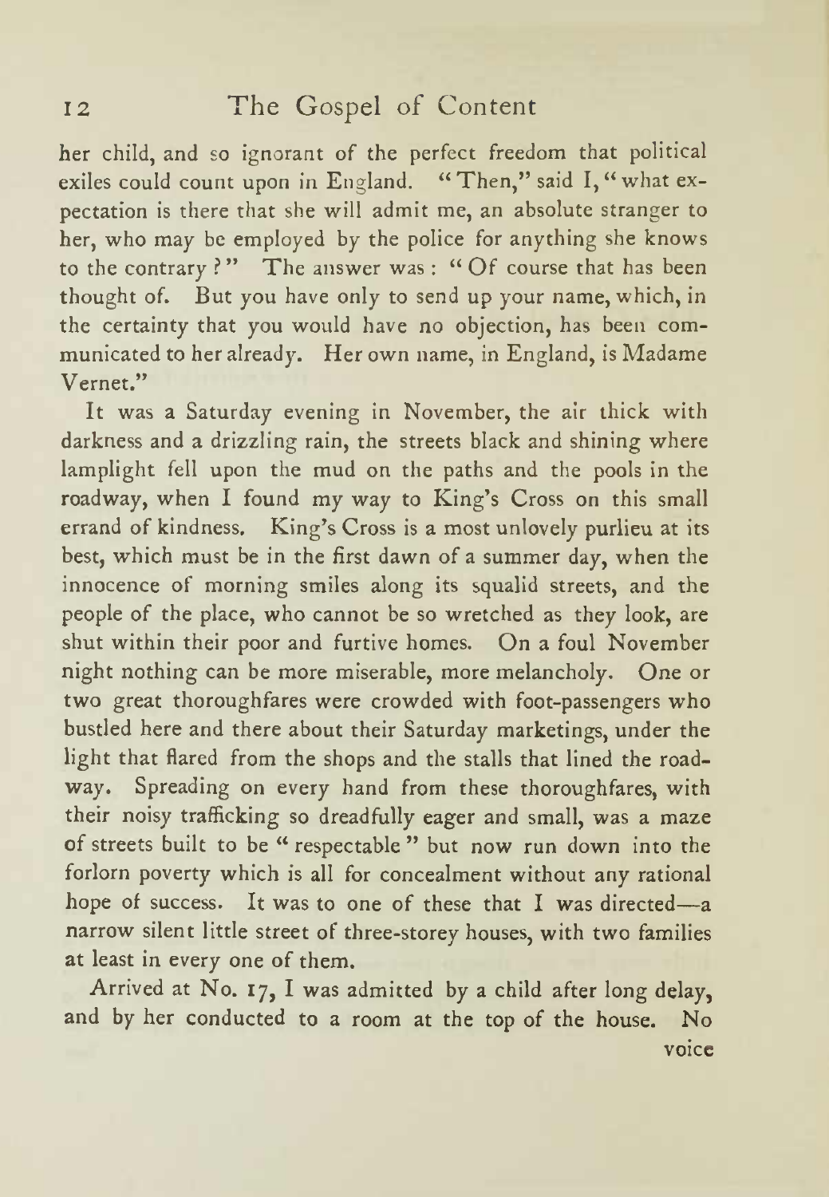her child, and so ignorant of the perfect freedom that political exiles could count upon in England. "Then," said I, "what expectation is there that she will admit me, an absolute stranger to her, who may be employed by the police for anything she knows to the contrary?" The answer was: "Of course that has been thought of. But you have only to send up your name, which, in the certainty that you would have no objection, has been communicated to her already. Her own name, in England, is Madame Vernet."

It was a Saturday evening in November, the air thick with darkness and a drizzling rain, the streets black and shining where lamplight fell upon the mud on the paths and the pools in the roadway, when I found my way to King's Cross on this small errand of kindness. King's Cross is a most unlovely purlieu at its best, which must be in the first dawn of a summer day, when the innocence of morning smiles along its squalid streets, and the people of the place, who cannot be so wretched as they look, are shut within their poor and furtive homes. On a foul November night nothing can be more miserable, more melancholy. One or two great thoroughfares were crowded with foot-passengers who bustled here and there about their Saturday marketings, under the light that flared from the shops and the stalls that lined the roadway. Spreading on every hand from these thoroughfares, with their noisy trafficking so dreadfully eager and small, was a maze of streets built to be "respectable" but now run down into the forlorn poverty which is all for concealment without any rational hope of success. It was to one of these that I was directed—a narrow silent little street of three-storey houses, with two families at least in every one of them.

Arrived at No. 17, I was admitted by a child after long delay, and by her conducted to a room at the top of the house. No voice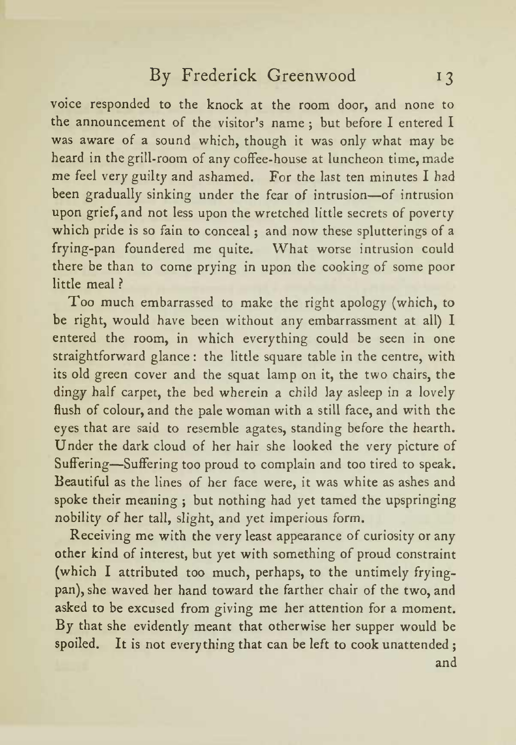voice responded to the knock at the room door, and none to the announcement of the visitor's name; but before I entered I was aware of a sound which, though it was only what may be heard in the grill-room of any coffee-house at luncheon time, made me feel very guilty and ashamed. For the last ten minutes I had been gradually sinking under the fear of intrusion—of intrusion upon grief, and not less upon the wretched little secrets of poverty which pride is so fain to conceal; and now these splutterings of a frying-pan foundered me quite. What worse intrusion could there be than to come prying in upon the cooking of some poor little meal?

Too much embarrassed to make the right apology (which, to be right, would have been without any embarrassment at all) I entered the room, in which everything could be seen in one straightforward glance: the little square table in the centre, with its old green cover and the squat lamp on it, the two chairs, the dingy half carpet, the bed wherein a child lay asleep in a lovely flush of colour, and the pale woman with a still face, and with the eyes that are said to resemble agates, standing before the hearth. Under the dark cloud of her hair she looked the very picture of Suffering—Suffering too proud to complain and too tired to speak. Beautiful as the lines of her face were, it was white as ashes and spoke their meaning; but nothing had yet tamed the upspringing nobility of her tall, slight, and yet imperious form.

Receiving me with the very least appearance of curiosity or any other kind of interest, but yet with something of proud constraint (which I attributed too much, perhaps, to the untimely frying-pan), she waved her hand toward the farther chair of the two, and asked to be excused from giving me her attention for a moment. By that she evidently meant that otherwise her supper would be spoiled. It is not everything that can be left to cook unattended; and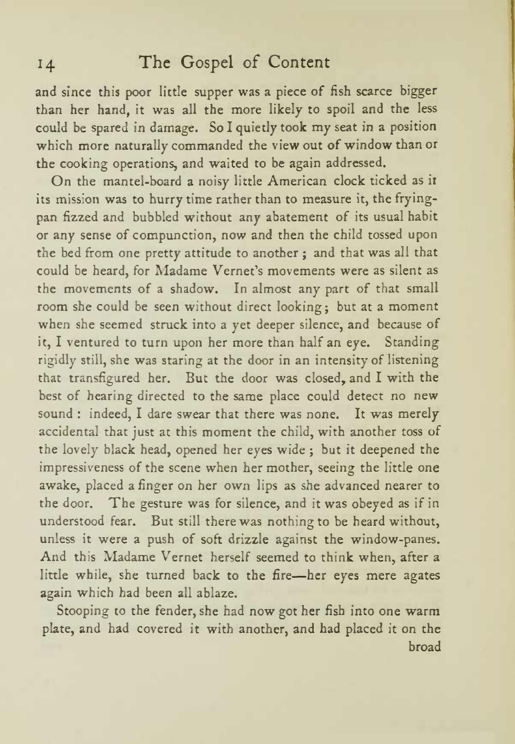and since this poor little supper was a piece of fish scarce bigger than her hand, it was all the more likely to spoil and the less could be spared in damage. So I quietly took my seat in a position which more naturally commanded the view out of window than or the cooking operations, and waited to be again addressed.

On the mantel-board a noisy little American clock ticked as it its mission was to hurry time rather than to measure it, the frying-pan fizzed and bubbled without any abatement of its usual habit or any sense of compunction, now and then the child tossed upon the bed from one pretty attitude to another ; and that was all that could be heard, for Madame Vernet's movements were as silent as the movements of a shadow. In almost any part of that small room she could be seen without direct looking; but at a moment when she seemed struck into a yet deeper silence, and because of it, I ventured to turn upon her more than half an eye. Standing rigidly still, she was staring at the door in an intensity of listening that transfigured her. But the door was closed, and I with the best of hearing directed to the same place could detect no new sound : indeed, I dare swear that there was none. It was merely accidental that just at this moment the child, with another toss of the lovely black head, opened her eyes wide ; but it deepened the impressiveness of the scene when her mother, seeing the little one awake, placed a finger on her own lips as she advanced nearer to the door. The gesture was for silence, and it was obeyed as if in understood fear. But still there was nothing to be heard without, unless it were a push of soft drizzle against the window-panes. And this Madame Vernet herself seemed to think when, after a little while, she turned back to the fire—her eyes mere agates again which had been all ablaze.

Stooping to the fender, she had now got her fish into one warm plate, and had covered it with another, and had placed it on the broad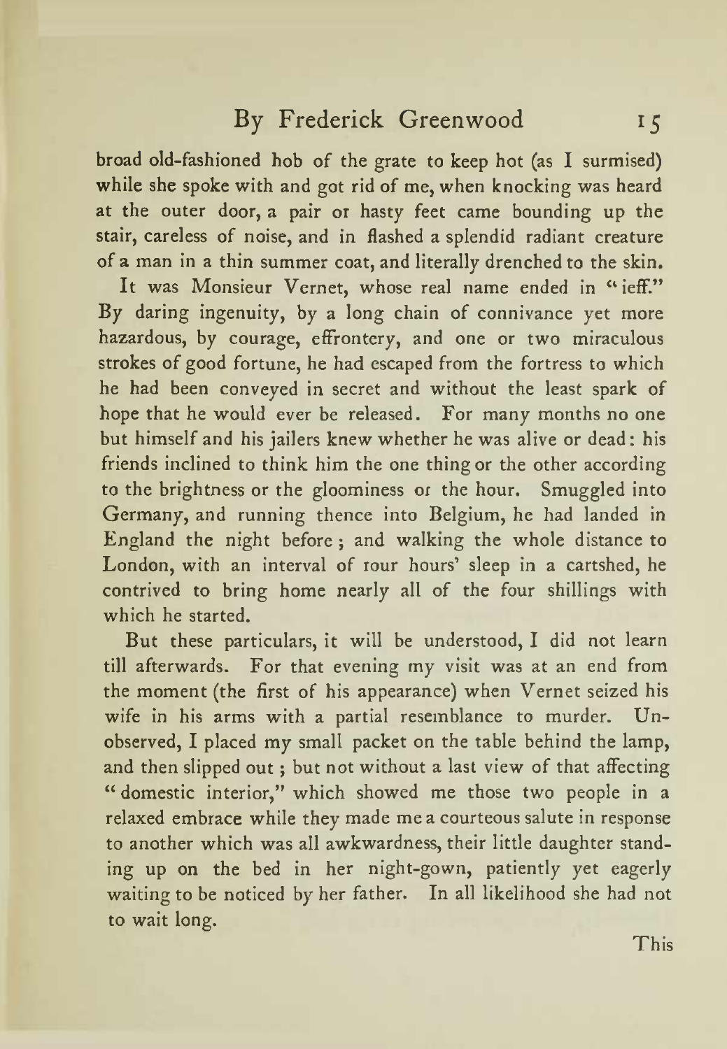broad old-fashioned hob of the grate to keep hot (as I surmised) while she spoke with and got rid of me, when knocking was heard at the outer door, a pair or hasty feet came bounding up the stair, careless of noise, and in flashed a splendid radiant creature of a man in a thin summer coat, and literally drenched to the skin.

It was Monsieur Vernet, whose real name ended in "ieff." By daring ingenuity, by a long chain of connivance yet more hazardous, by courage, effrontery, and one or two miraculous strokes of good fortune, he had escaped from the fortress to which he had been conveyed in secret and without the least spark of hope that he would ever be released. For many months no one but himself and his jailers knew whether he was alive or dead: his friends inclined to think him the one thing or the other according to the brightness or the gloominess or the hour. Smuggled into Germany, and running thence into Belgium, he had landed in England the night before; and walking the whole distance to London, with an interval of rour hours' sleep in a cartshed, he contrived to bring home nearly all of the four shillings with which he started.

But these particulars, it will be understood, I did not learn till afterwards. For that evening my visit was at an end from the moment (the first of his appearance) when Vernet seized his wife in his arms with a partial resemblance to murder. Unobserved, I placed my small packet on the table behind the lamp, and then slipped out; but not without a last view of that affecting "domestic interior," which showed me those two people in a relaxed embrace while they made me a courteous salute in response to another which was all awkwardness, their little daughter standing up on the bed in her night-gown, patiently yet eagerly waiting to be noticed by her father. In all likelihood she had not to wait long.

This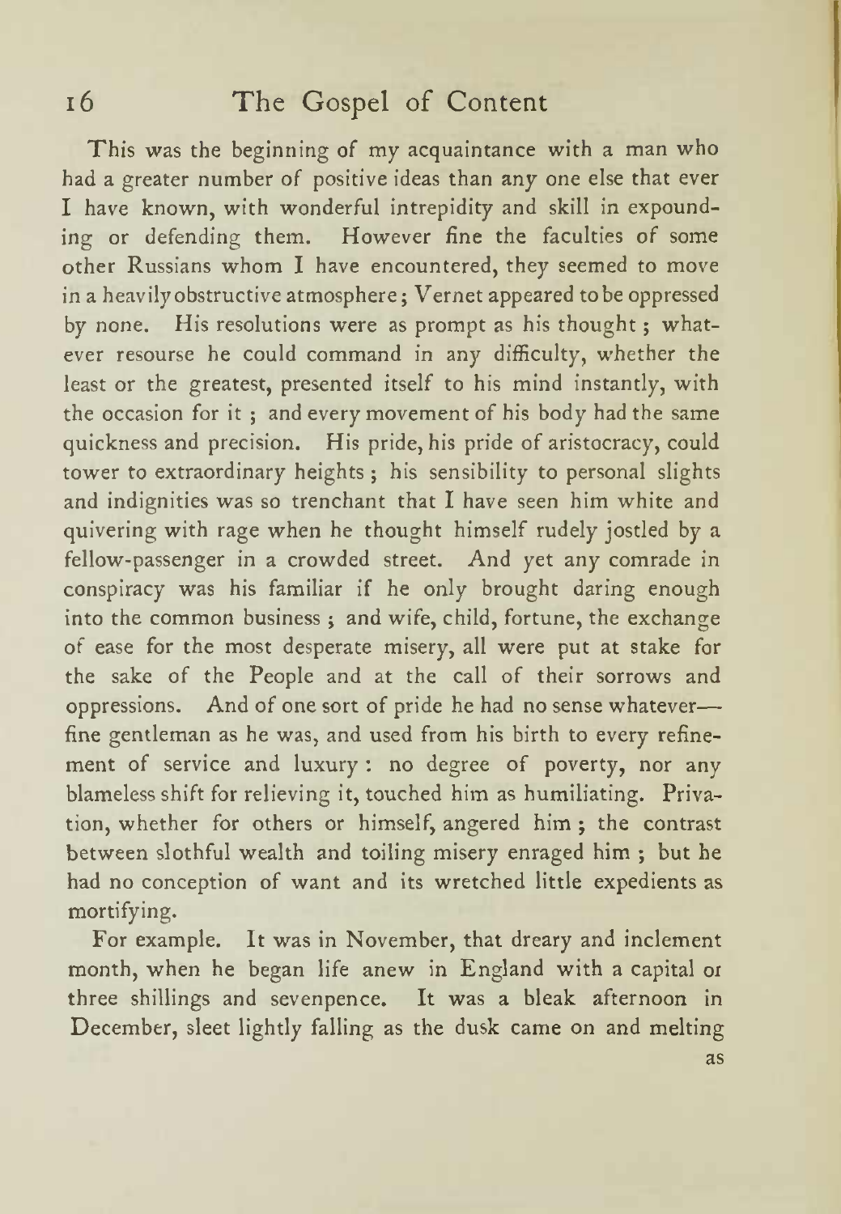This was the beginning of my acquaintance with a man who had a greater number of positive ideas than any one else that ever I have known, with wonderful intrepidity and skill in expounding or defending them. However fine the faculties of some other Russians whom I have encountered, they seemed to move in a heavily obstructive atmosphere; Vernet appeared to be oppressed by none. His resolutions were as prompt as his thought; whatever resourse he could command in any difficulty, whether the least or the greatest, presented itself to his mind instantly, with the occasion for it; and every movement of his body had the same quickness and precision. His pride, his pride of aristocracy, could tower to extraordinary heights; his sensibility to personal slights and indignities was so trenchant that I have seen him white and quivering with rage when he thought himself rudely jostled by a fellow-passenger in a crowded street. And yet any comrade in conspiracy was his familiar if he only brought daring enough into the common business; and wife, child, fortune, the exchange of ease for the most desperate misery, all were put at stake for the sake of the People and at the call of their sorrows and oppressions. And of one sort of pride he had no sense whatever—fine gentleman as he was, and used from his birth to every refinement of service and luxury: no degree of poverty, nor any blameless shift for relieving it, touched him as humiliating. Privation, whether for others or himself, angered him; the contrast between slothful wealth and toiling misery enraged him; but he had no conception of want and its wretched little expedients as mortifying.

For example. It was in November, that dreary and inclement month, when he began life anew in England with a capital or three shillings and sevenpence. It was a bleak afternoon in December, sleet lightly falling as the dusk came on and melting as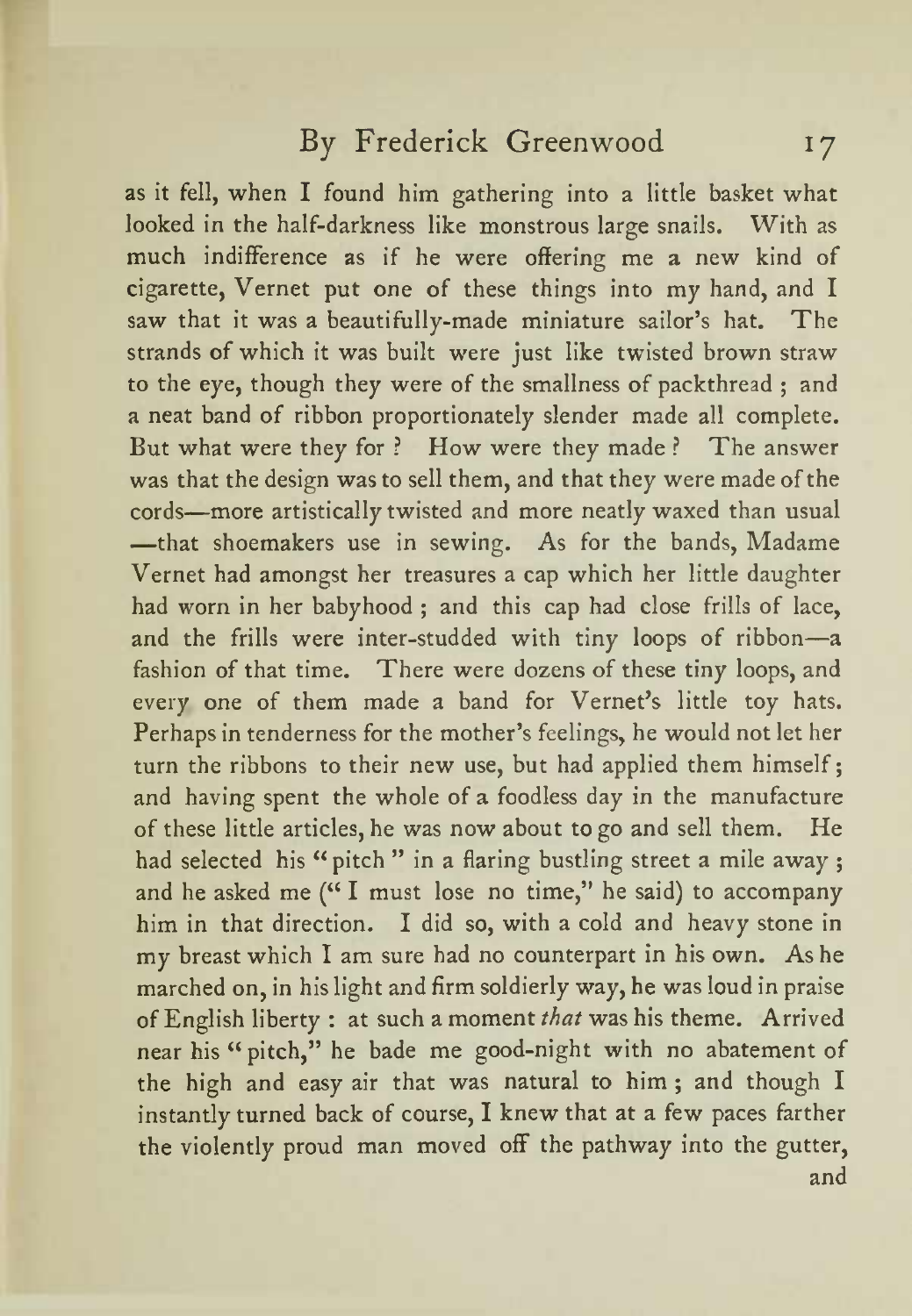as it fell, when I found him gathering into a little basket what looked in the half-darkness like monstrous large snails. With as much indifference as if he were offering me a new kind of cigarette, Vernet put one of these things into my hand, and I saw that it was a beautifully-made miniature sailor's hat. The strands of which it was built were just like twisted brown straw to the eye, though they were of the smallness of packthread ; and a neat band of ribbon proportionately slender made all complete. But what were they for ? How were they made ? The answer was that the design was to sell them, and that they were made of the cords—more artistically twisted and more neatly waxed than usual—that shoemakers use in sewing. As for the bands, Madame Vernet had amongst her treasures a cap which her little daughter had worn in her babyhood ; and this cap had close frills of lace, and the frills were inter-studded with tiny loops of ribbon—a fashion of that time. There were dozens of these tiny loops, and every one of them made a band for Vernet's little toy hats. Perhaps in tenderness for the mother's feelings, he would not let her turn the ribbons to their new use, but had applied them himself ; and having spent the whole of a foodless day in the manufacture of these little articles, he was now about to go and sell them. He had selected his "pitch" in a flaring bustling street a mile away ; and he asked me ("I must lose no time," he said) to accompany him in that direction. I did so, with a cold and heavy stone in my breast which I am sure had no counterpart in his own. As he marched on, in his light and firm soldierly way, he was loud in praise of English liberty : at such a moment *that* was his theme. Arrived near his "pitch," he bade me good-night with no abatement of the high and easy air that was natural to him ; and though I instantly turned back of course, I knew that at a few paces farther the violently proud man moved off the pathway into the gutter, and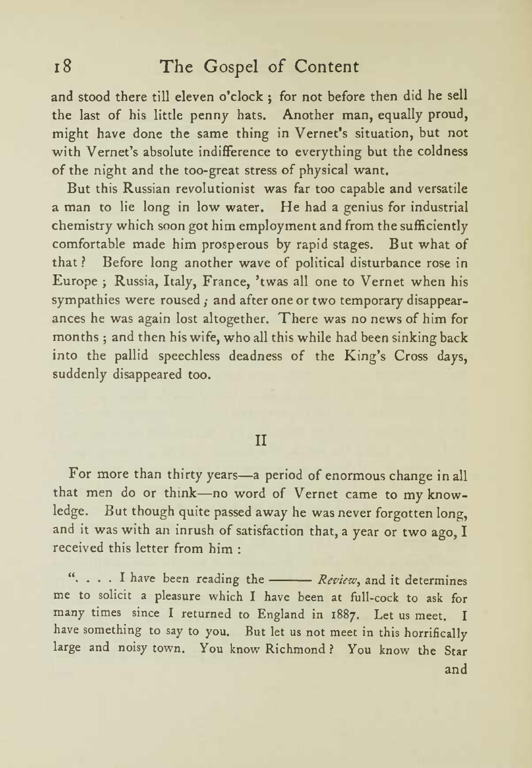and stood there till eleven o'clock; for not before then did he sell the last of his little penny hats. Another man, equally proud, might have done the same thing in Vernet's situation, but not with Vernet's absolute indifference to everything but the coldness of the night and the too-great stress of physical want.

But this Russian revolutionist was far too capable and versatile a man to lie long in low water. He had a genius for industrial chemistry which soon got him employment and from the sufficiently comfortable made him prosperous by rapid stages. But what of that? Before long another wave of political disturbance rose in Europe; Russia, Italy, France, 'twas all one to Vernet when his sympathies were roused; and after one or two temporary disappearances he was again lost altogether. There was no news of him for months; and then his wife, who all this while had been sinking back into the pallid speechless deadness of the King's Cross days, suddenly disappeared too.

## II

For more than thirty years—a period of enormous change in all that men do or think—no word of Vernet came to my knowledge. But though quite passed away he was never forgotten long, and it was with an inrush of satisfaction that, a year or two ago, I received this letter from him:

"... I have been reading the ——— *Review*, and it determines me to solicit a pleasure which I have been at full-cock to ask for many times since I returned to England in 1887. Let us meet. I have something to say to you. But let us not meet in this horrifically large and noisy town. You know Richmond? You know the Star and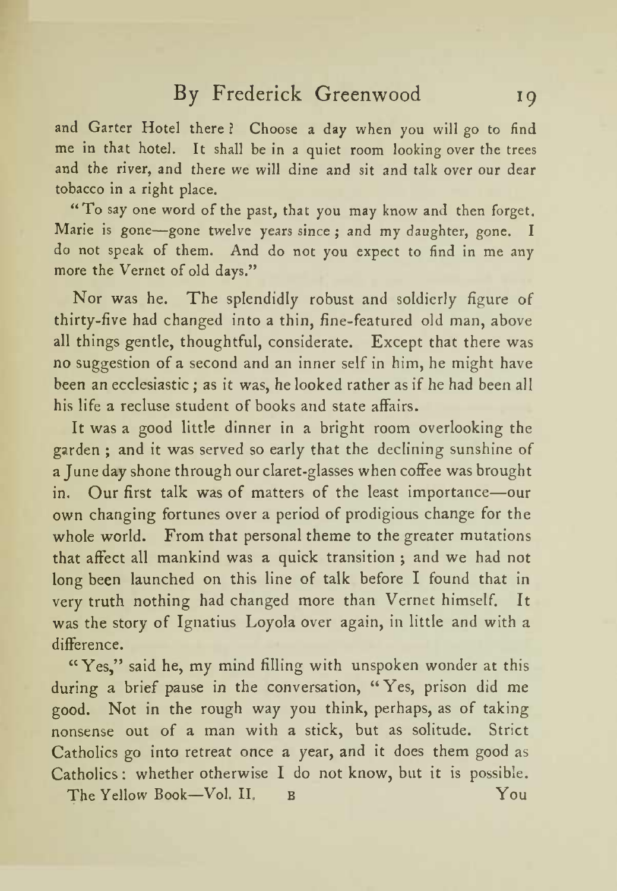and Garter Hotel there? Choose a day when you will go to find me in that hotel. It shall be in a quiet room looking over the trees and the river, and there we will dine and sit and talk over our dear tobacco in a right place.

"To say one word of the past, that you may know and then forget. Marie is gone—gone twelve years since; and my daughter, gone. I do not speak of them. And do not you expect to find in me any more the Vernet of old days."

Nor was he. The splendidly robust and soldierly figure of thirty-five had changed into a thin, fine-featured old man, above all things gentle, thoughtful, considerate. Except that there was no suggestion of a second and an inner self in him, he might have been an ecclesiastic; as it was, he looked rather as if he had been all his life a recluse student of books and state affairs.

It was a good little dinner in a bright room overlooking the garden; and it was served so early that the declining sunshine of a June day shone through our claret-glasses when coffee was brought in. Our first talk was of matters of the least importance—our own changing fortunes over a period of prodigious change for the whole world. From that personal theme to the greater mutations that affect all mankind was a quick transition; and we had not long been launched on this line of talk before I found that in very truth nothing had changed more than Vernet himself. It was the story of Ignatius Loyola over again, in little and with a difference.

"Yes," said he, my mind filling with unspoken wonder at this during a brief pause in the conversation, "Yes, prison did me good. Not in the rough way you think, perhaps, as of taking nonsense out of a man with a stick, but as solitude. Strict Catholics go into retreat once a year, and it does them good as Catholics: whether otherwise I do not know, but it is possible. You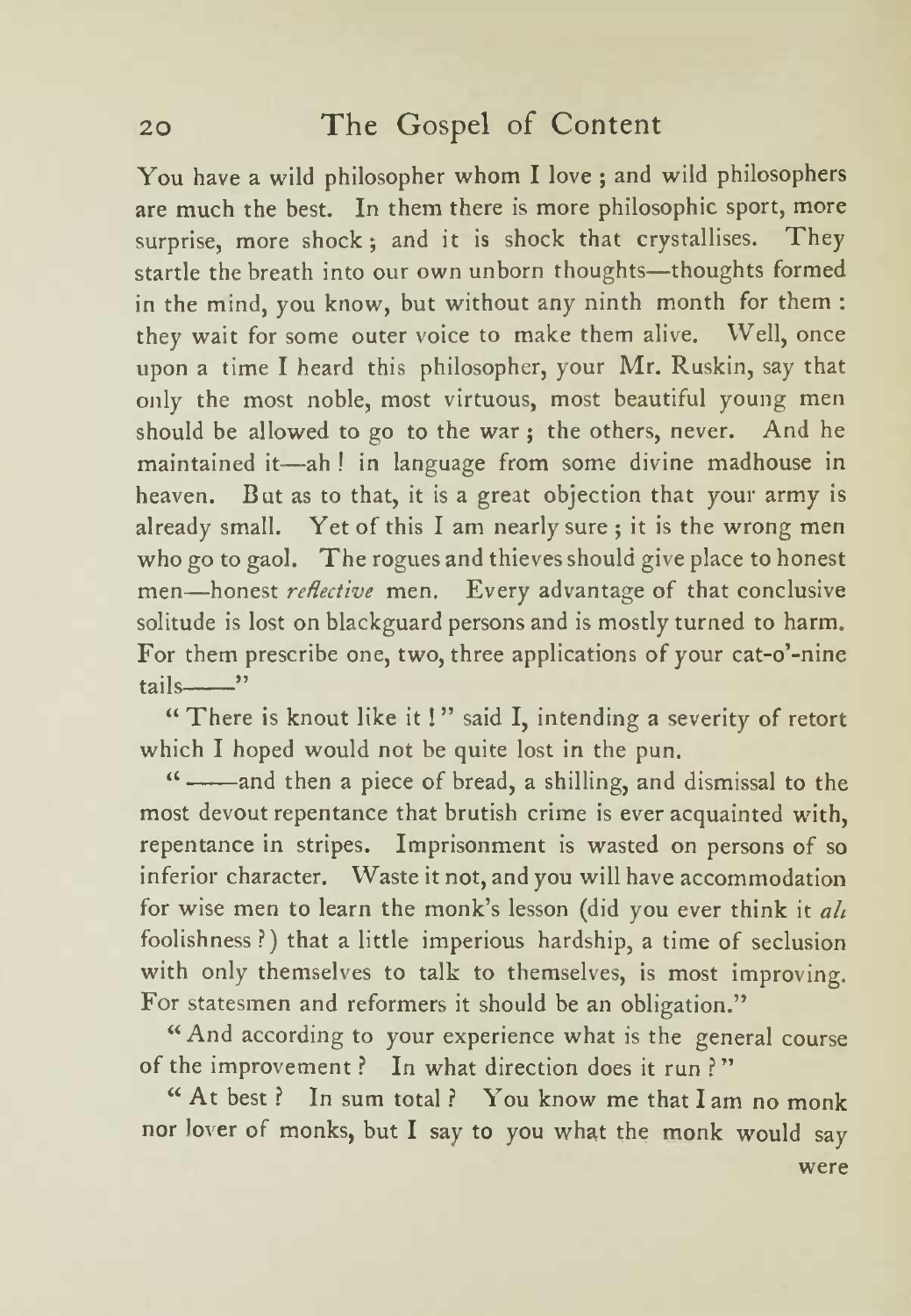You have a wild philosopher whom I love ; and wild philosophers are much the best. In them there is more philosophic sport, more surprise, more shock ; and it is shock that crystallises. They startle the breath into our own unborn thoughts—thoughts formed in the mind, you know, but without any ninth month for them : they wait for some outer voice to make them alive. Well, once upon a time I heard this philosopher, your Mr. Ruskin, say that only the most noble, most virtuous, most beautiful young men should be allowed to go to the war ; the others, never. And he maintained it—ah ! in language from some divine madhouse in heaven. But as to that, it is a great objection that your army is already small. Yet of this I am nearly sure ; it is the wrong men who go to gaol. The rogues and thieves should give place to honest men—honest *reflective* men. Every advantage of that conclusive solitude is lost on blackguard persons and is mostly turned to harm. For them prescribe one, two, three applications of your cat-o'-nine tails——"

"There is knout like it !" said I, intending a severity of retort which I hoped would not be quite lost in the pun.

"——and then a piece of bread, a shilling, and dismissal to the most devout repentance that brutish crime is ever acquainted with, repentance in stripes. Imprisonment is wasted on persons of so inferior character. Waste it not, and you will have accommodation for wise men to learn the monk's lesson (did you ever think it *all* foolishness ?) that a little imperious hardship, a time of seclusion with only themselves to talk to themselves, is most improving. For statesmen and reformers it should be an obligation."

"And according to your experience what is the general course of the improvement ? In what direction does it run ?"

"At best ? In sum total ? You know me that I am no monk nor lover of monks, but I say to you what the monk would say were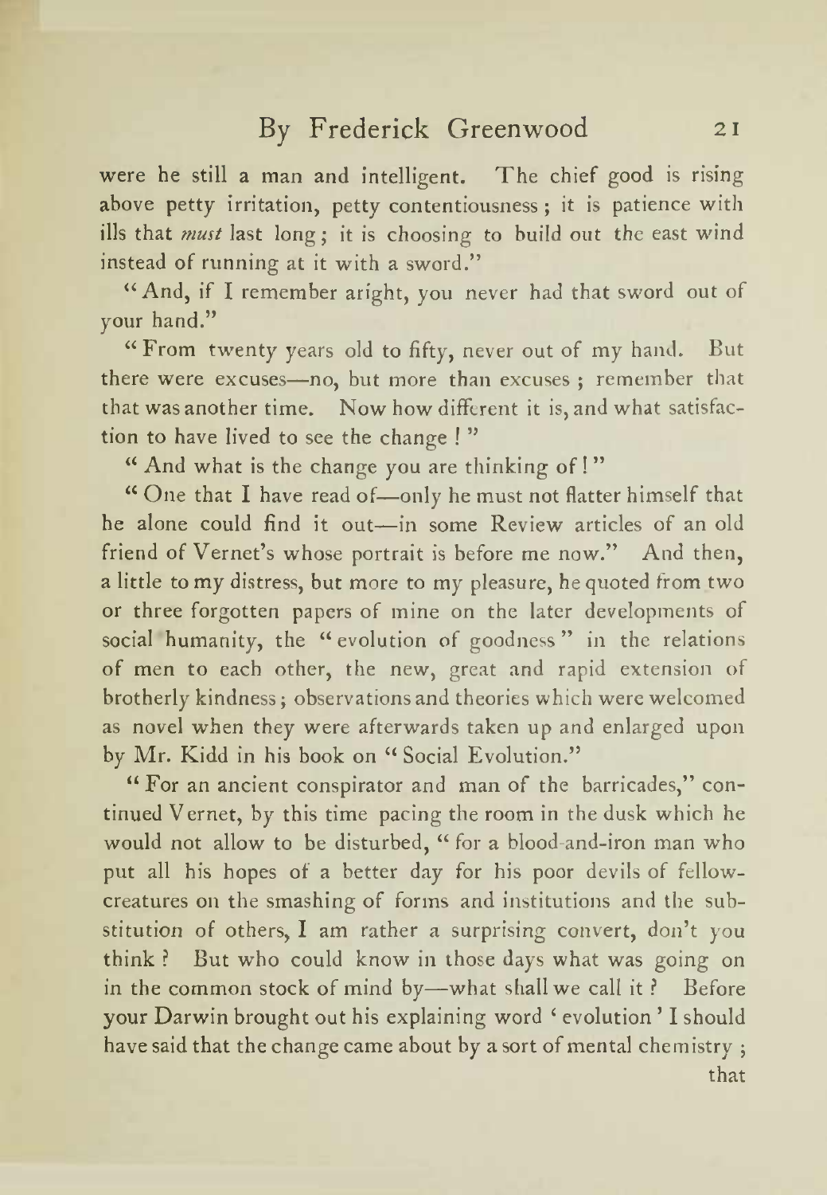were he still a man and intelligent. The chief good is rising above petty irritation, petty contentiousness; it is patience with ills that *must* last long; it is choosing to build out the east wind instead of running at it with a sword."

"And, if I remember aright, you never had that sword out of your hand."

"From twenty years old to fifty, never out of my hand. But there were excuses—no, but more than excuses; remember that that was another time. Now how different it is, and what satisfaction to have lived to see the change!"

"And what is the change you are thinking of!"

"One that I have read of—only he must not flatter himself that he alone could find it out—in some Review articles of an old friend of Vernet's whose portrait is before me now." And then, a little to my distress, but more to my pleasure, he quoted from two or three forgotten papers of mine on the later developments of social humanity, the "evolution of goodness" in the relations of men to each other, the new, great and rapid extension of brotherly kindness; observations and theories which were welcomed as novel when they were afterwards taken up and enlarged upon by Mr. Kidd in his book on "Social Evolution."

"For an ancient conspirator and man of the barricades," continued Vernet, by this time pacing the room in the dusk which he would not allow to be disturbed, "for a blood-and-iron man who put all his hopes of a better day for his poor devils of fellow-creatures on the smashing of forms and institutions and the substitution of others, I am rather a surprising convert, don't you think? But who could know in those days what was going on in the common stock of mind by—what shall we call it? Before your Darwin brought out his explaining word 'evolution' I should have said that the change came about by a sort of mental chemistry; that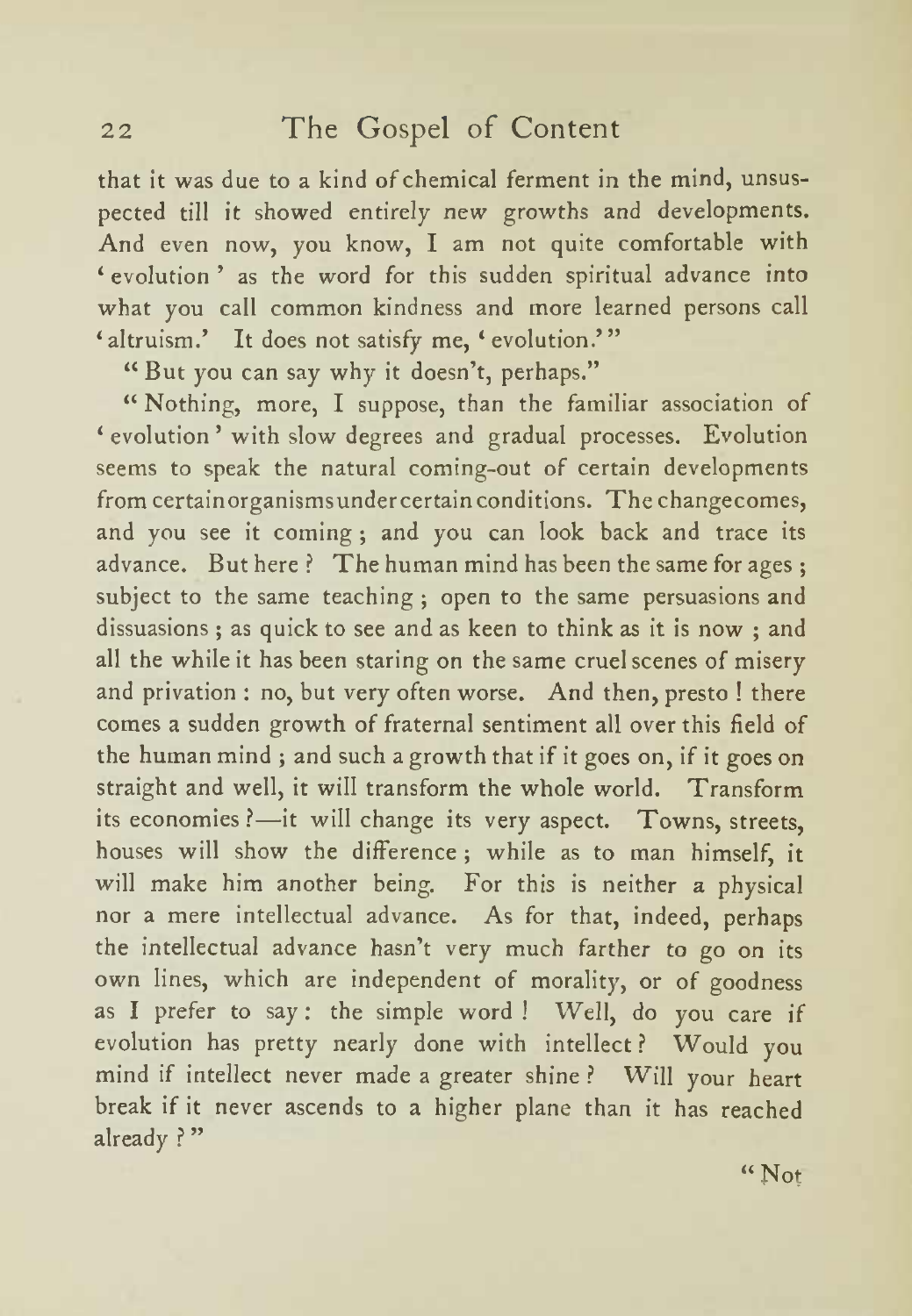that it was due to a kind of chemical ferment in the mind, unsuspected till it showed entirely new growths and developments. And even now, you know, I am not quite comfortable with 'evolution' as the word for this sudden spiritual advance into what you call common kindness and more learned persons call 'altruism.' It does not satisfy me, 'evolution.'"

"But you can say why it doesn't, perhaps."

"Nothing, more, I suppose, than the familiar association of 'evolution' with slow degrees and gradual processes. Evolution seems to speak the natural coming-out of certain developments from certain organisms under certain conditions. The change comes, and you see it coming; and you can look back and trace its advance. But here? The human mind has been the same for ages; subject to the same teaching; open to the same persuasions and dissuasions; as quick to see and as keen to think as it is now; and all the while it has been staring on the same cruel scenes of misery and privation: no, but very often worse. And then, presto! there comes a sudden growth of fraternal sentiment all over this field of the human mind; and such a growth that if it goes on, if it goes on straight and well, it will transform the whole world. Transform its economies?—it will change its very aspect. Towns, streets, houses will show the difference; while as to man himself, it will make him another being. For this is neither a physical nor a mere intellectual advance. As for that, indeed, perhaps the intellectual advance hasn't very much farther to go on its own lines, which are independent of morality, or of goodness as I prefer to say: the simple word! Well, do you care if evolution has pretty nearly done with intellect? Would you mind if intellect never made a greater shine? Will your heart break if it never ascends to a higher plane than it has reached already?"

"Not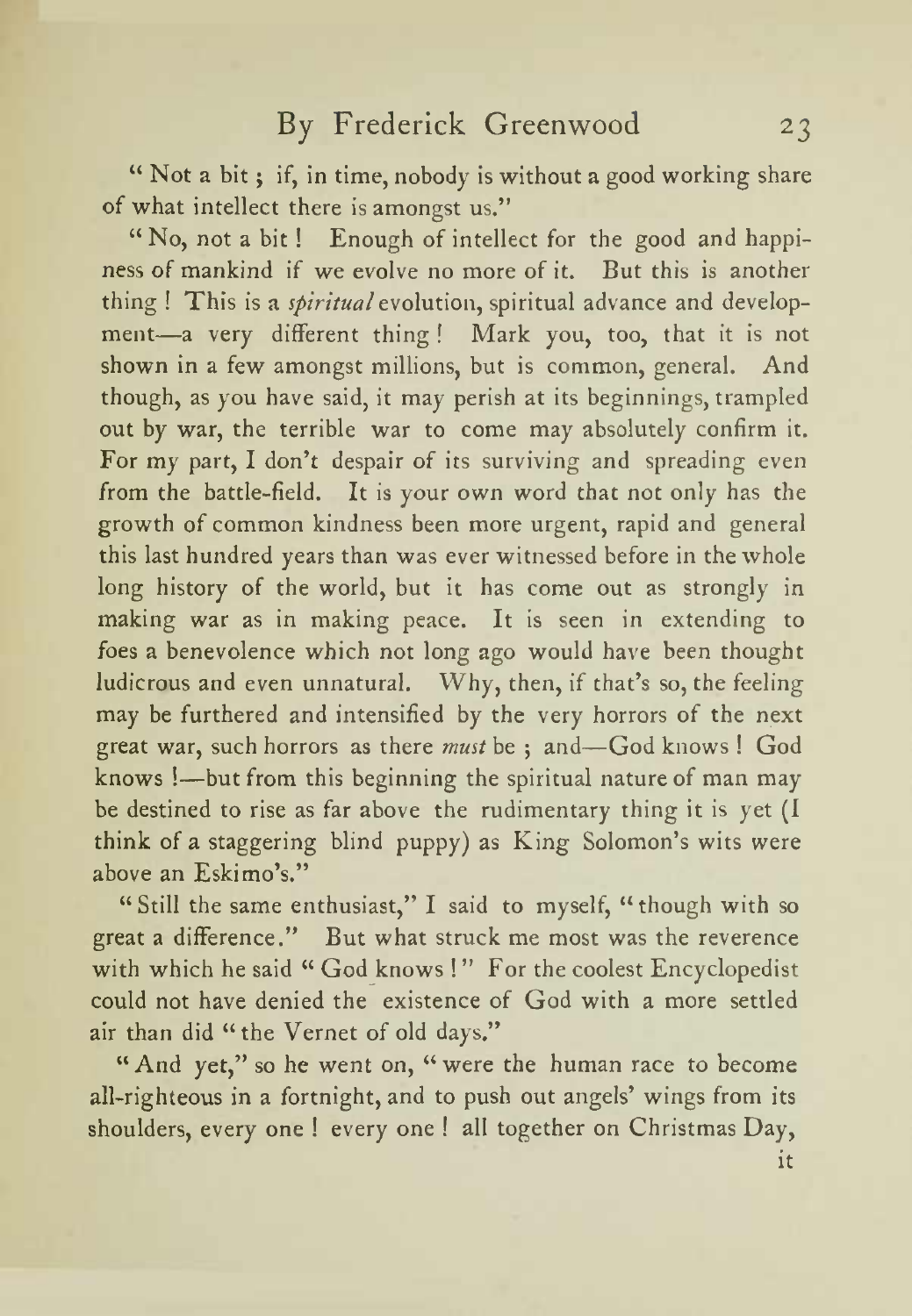"Not a bit; if, in time, nobody is without a good working share of what intellect there is amongst us."

"No, not a bit! Enough of intellect for the good and happiness of mankind if we evolve no more of it. But this is another thing! This is a *spiritual* evolution, spiritual advance and development—a very different thing! Mark you, too, that it is not shown in a few amongst millions, but is common, general. And though, as you have said, it may perish at its beginnings, trampled out by war, the terrible war to come may absolutely confirm it. For my part, I don't despair of its surviving and spreading even from the battle-field. It is your own word that not only has the growth of common kindness been more urgent, rapid and general this last hundred years than was ever witnessed before in the whole long history of the world, but it has come out as strongly in making war as in making peace. It is seen in extending to foes a benevolence which not long ago would have been thought ludicrous and even unnatural. Why, then, if that's so, the feeling may be furthered and intensified by the very horrors of the next great war, such horrors as there *must* be; and—God knows! God knows!—but from this beginning the spiritual nature of man may be destined to rise as far above the rudimentary thing it is yet (I think of a staggering blind puppy) as King Solomon's wits were above an Eskimo's."

"Still the same enthusiast," I said to myself, "though with so great a difference." But what struck me most was the reverence with which he said "God knows!" For the coolest Encyclopedist could not have denied the existence of God with a more settled air than did "the Vernet of old days."

"And yet," so he went on, "were the human race to become all-righteous in a fortnight, and to push out angels' wings from its shoulders, every one! every one! all together on Christmas Day, it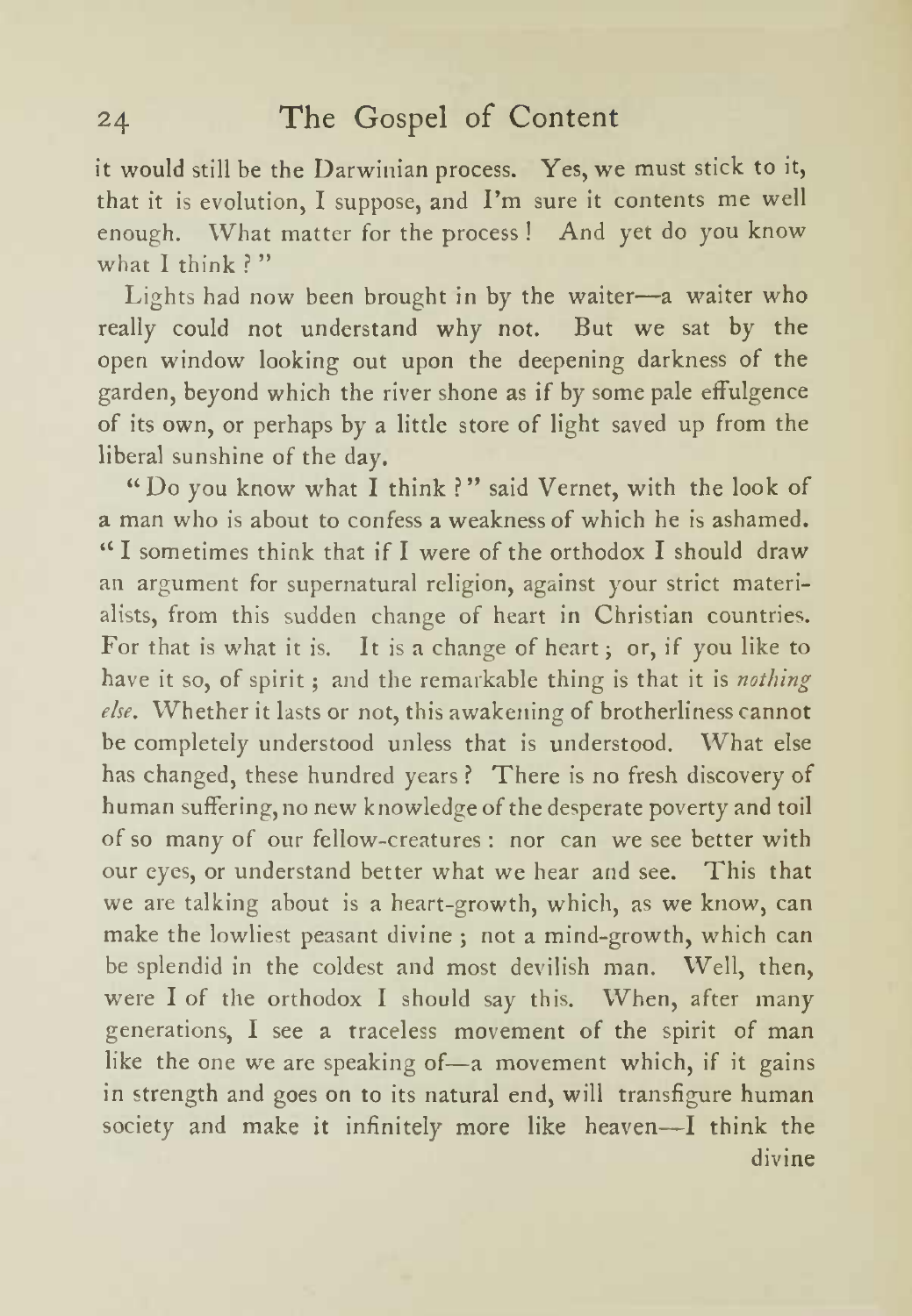it would still be the Darwinian process. Yes, we must stick to it, that it is evolution, I suppose, and I'm sure it contents me well enough. What matter for the process! And yet do you know what I think?"

Lights had now been brought in by the waiter—a waiter who really could not understand why not. But we sat by the open window looking out upon the deepening darkness of the garden, beyond which the river shone as if by some pale effulgence of its own, or perhaps by a little store of light saved up from the liberal sunshine of the day.

"Do you know what I think?" said Vernet, with the look of a man who is about to confess a weakness of which he is ashamed. "I sometimes think that if I were of the orthodox I should draw an argument for supernatural religion, against your strict materialists, from this sudden change of heart in Christian countries. For that is what it is. It is a change of heart; or, if you like to have it so, of spirit; and the remarkable thing is that it is *nothing else*. Whether it lasts or not, this awakening of brotherliness cannot be completely understood unless that is understood. What else has changed, these hundred years? There is no fresh discovery of human suffering, no new knowledge of the desperate poverty and toil of so many of our fellow-creatures: nor can we see better with our eyes, or understand better what we hear and see. This that we are talking about is a heart-growth, which, as we know, can make the lowliest peasant divine; not a mind-growth, which can be splendid in the coldest and most devilish man. Well, then, were I of the orthodox I should say this. When, after many generations, I see a traceless movement of the spirit of man like the one we are speaking of—a movement which, if it gains in strength and goes on to its natural end, will transfigure human society and make it infinitely more like heaven—I think the divine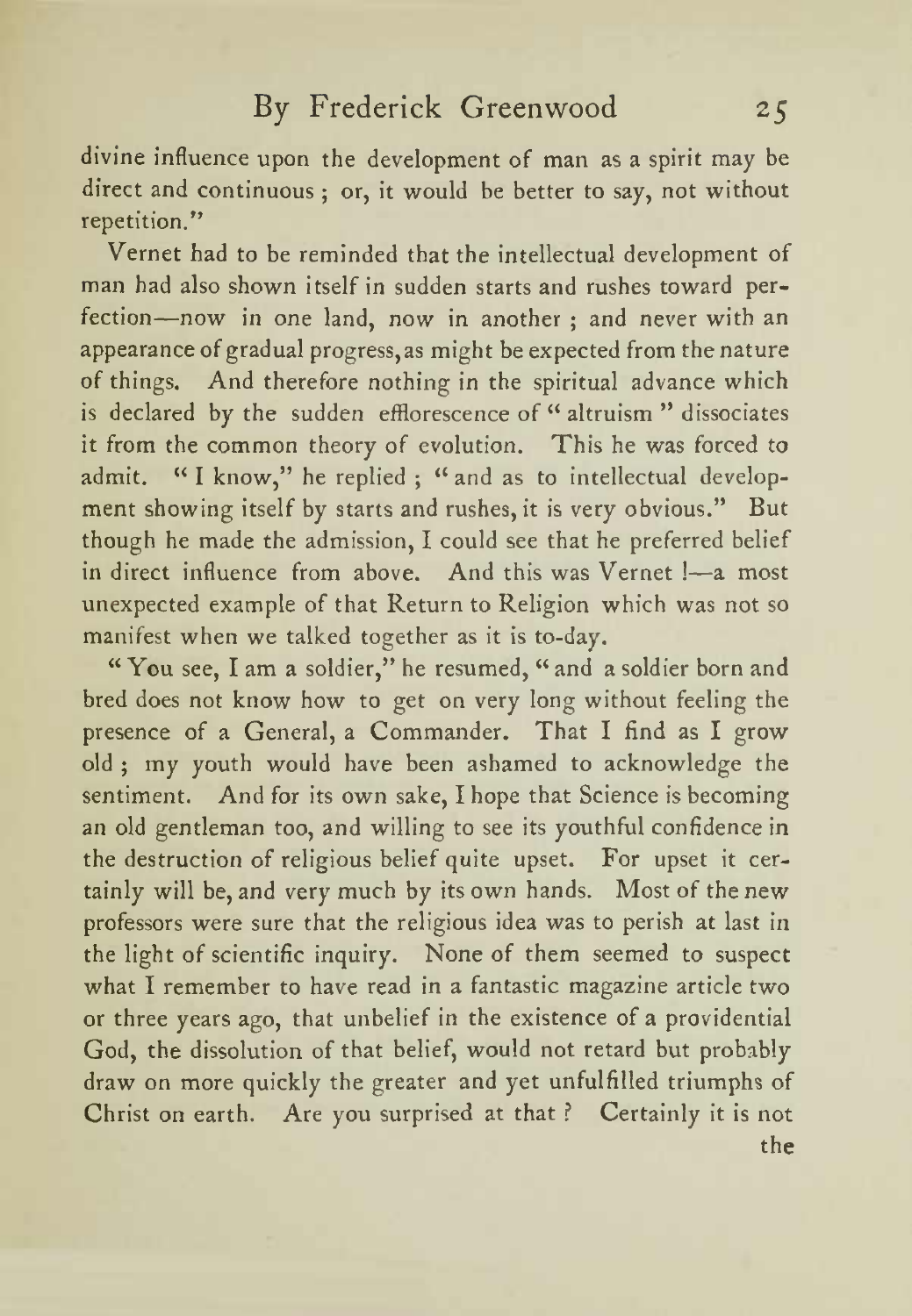divine influence upon the development of man as a spirit may be direct and continuous ; or, it would be better to say, not without repetition."

Vernet had to be reminded that the intellectual development of man had also shown itself in sudden starts and rushes toward perfection—now in one land, now in another ; and never with an appearance of gradual progress, as might be expected from the nature of things. And therefore nothing in the spiritual advance which is declared by the sudden efflorescence of "altruism" dissociates it from the common theory of evolution. This he was forced to admit. "I know," he replied ; "and as to intellectual development showing itself by starts and rushes, it is very obvious." But though he made the admission, I could see that he preferred belief in direct influence from above. And this was Vernet !—a most unexpected example of that Return to Religion which was not so manifest when we talked together as it is to-day.

"You see, I am a soldier," he resumed, "and a soldier born and bred does not know how to get on very long without feeling the presence of a General, a Commander. That I find as I grow old ; my youth would have been ashamed to acknowledge the sentiment. And for its own sake, I hope that Science is becoming an old gentleman too, and willing to see its youthful confidence in the destruction of religious belief quite upset. For upset it certainly will be, and very much by its own hands. Most of the new professors were sure that the religious idea was to perish at last in the light of scientific inquiry. None of them seemed to suspect what I remember to have read in a fantastic magazine article two or three years ago, that unbelief in the existence of a providential God, the dissolution of that belief, would not retard but probably draw on more quickly the greater and yet unfulfilled triumphs of Christ on earth. Are you surprised at that ? Certainly it is not the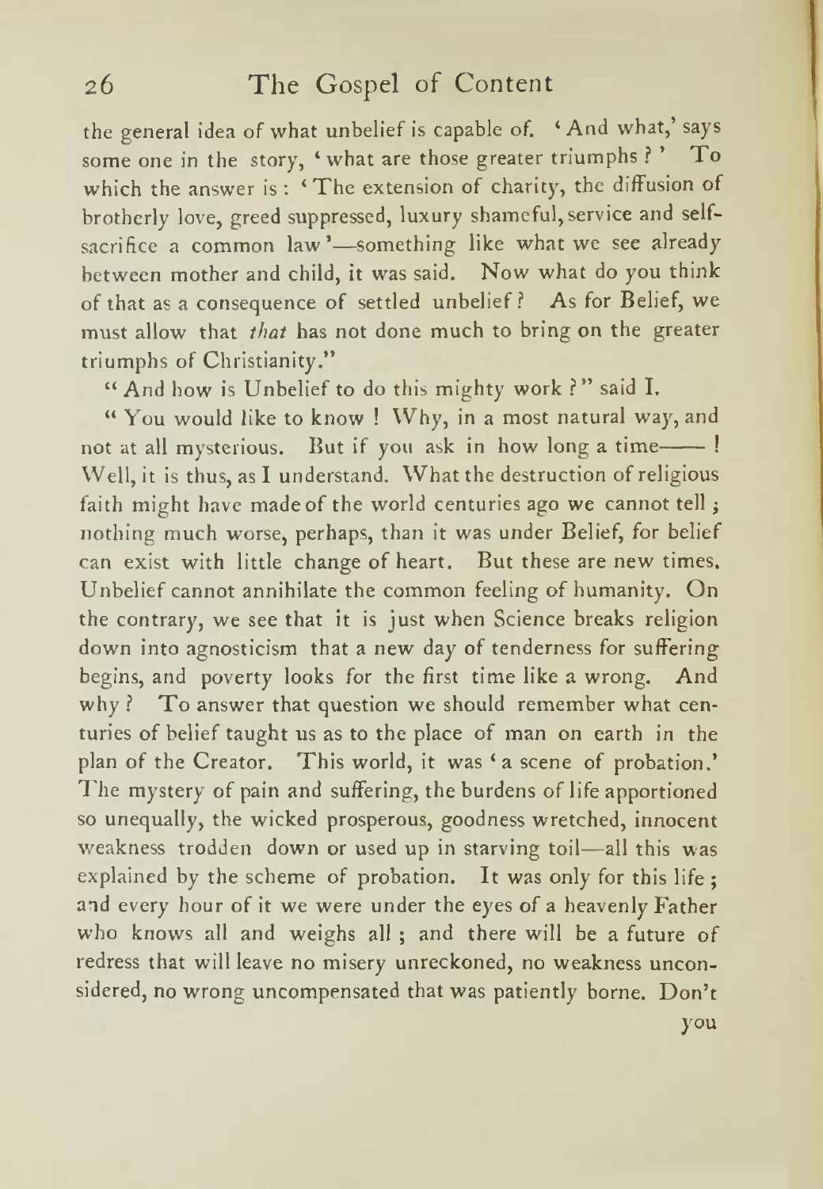the general idea of what unbelief is capable of. 'And what,' says some one in the story, 'what are those greater triumphs?' To which the answer is: 'The extension of charity, the diffusion of brotherly love, greed suppressed, luxury shameful, service and self-sacrifice a common law'—something like what we see already between mother and child, it was said. Now what do you think of that as a consequence of settled unbelief? As for Belief, we must allow that *that* has not done much to bring on the greater triumphs of Christianity."

"And how is Unbelief to do this mighty work?" said I.

"You would like to know! Why, in a most natural way, and not at all mysterious. But if you ask in how long a time——! Well, it is thus, as I understand. What the destruction of religious faith might have made of the world centuries ago we cannot tell; nothing much worse, perhaps, than it was under Belief, for belief can exist with little change of heart. But these are new times. Unbelief cannot annihilate the common feeling of humanity. On the contrary, we see that it is just when Science breaks religion down into agnosticism that a new day of tenderness for suffering begins, and poverty looks for the first time like a wrong. And why? To answer that question we should remember what centuries of belief taught us as to the place of man on earth in the plan of the Creator. This world, it was 'a scene of probation.' The mystery of pain and suffering, the burdens of life apportioned so unequally, the wicked prosperous, goodness wretched, innocent weakness trodden down or used up in starving toil—all this was explained by the scheme of probation. It was only for this life; and every hour of it we were under the eyes of a heavenly Father who knows all and weighs all; and there will be a future of redress that will leave no misery unreckoned, no weakness unconsidered, no wrong uncompensated that was patiently borne. Don't you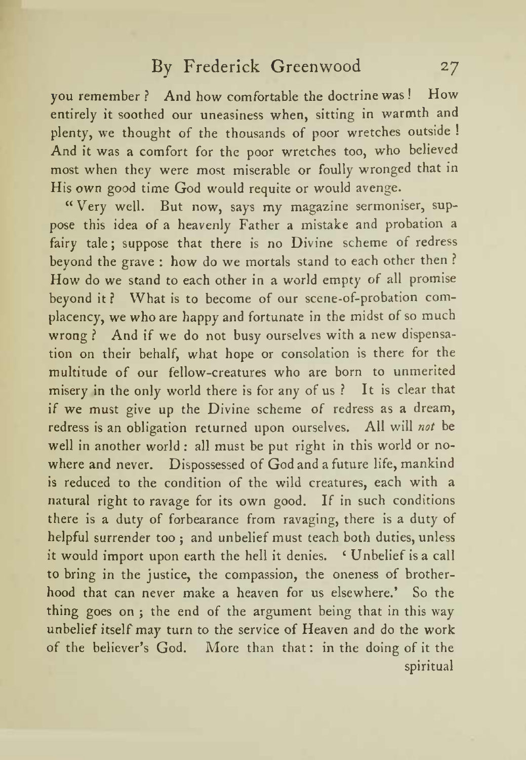you remember? And how comfortable the doctrine was! How entirely it soothed our uneasiness when, sitting in warmth and plenty, we thought of the thousands of poor wretches outside! And it was a comfort for the poor wretches too, who believed most when they were most miserable or foully wronged that in His own good time God would requite or would avenge.

"Very well. But now, says my magazine sermoniser, suppose this idea of a heavenly Father a mistake and probation a fairy tale; suppose that there is no Divine scheme of redress beyond the grave: how do we mortals stand to each other then? How do we stand to each other in a world empty of all promise beyond it? What is to become of our scene-of-probation complacency, we who are happy and fortunate in the midst of so much wrong? And if we do not busy ourselves with a new dispensation on their behalf, what hope or consolation is there for the multitude of our fellow-creatures who are born to unmerited misery in the only world there is for any of us? It is clear that if we must give up the Divine scheme of redress as a dream, redress is an obligation returned upon ourselves. All will *not* be well in another world: all must be put right in this world or nowhere and never. Dispossessed of God and a future life, mankind is reduced to the condition of the wild creatures, each with a natural right to ravage for its own good. If in such conditions there is a duty of forbearance from ravaging, there is a duty of helpful surrender too; and unbelief must teach both duties, unless it would import upon earth the hell it denies. 'Unbelief is a call to bring in the justice, the compassion, the oneness of brotherhood that can never make a heaven for us elsewhere.' So the thing goes on; the end of the argument being that in this way unbelief itself may turn to the service of Heaven and do the work of the believer's God. More than that: in the doing of it the spiritual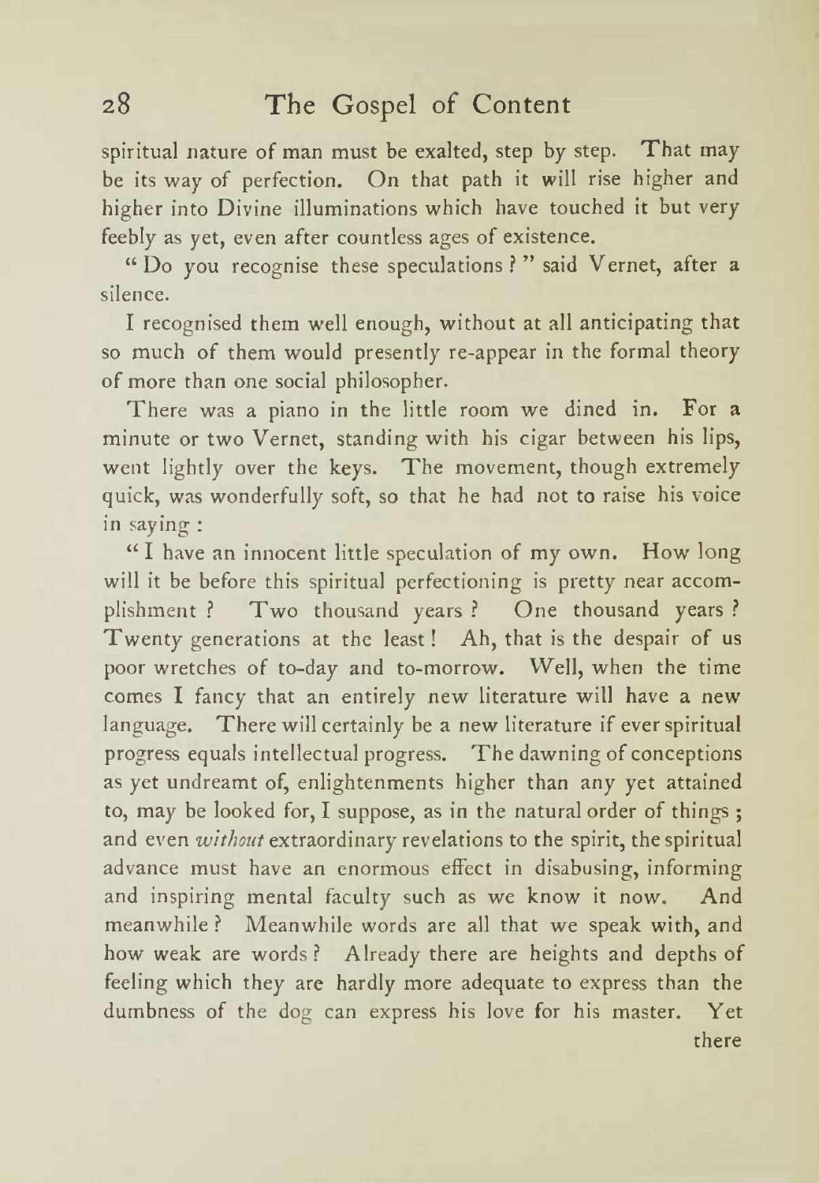spiritual nature of man must be exalted, step by step. That may be its way of perfection. On that path it will rise higher and higher into Divine illuminations which have touched it but very feebly as yet, even after countless ages of existence.

"Do you recognise these speculations?" said Vernet, after a silence.

I recognised them well enough, without at all anticipating that so much of them would presently re-appear in the formal theory of more than one social philosopher.

There was a piano in the little room we dined in. For a minute or two Vernet, standing with his cigar between his lips, went lightly over the keys. The movement, though extremely quick, was wonderfully soft, so that he had not to raise his voice in saying:

"I have an innocent little speculation of my own. How long will it be before this spiritual perfectioning is pretty near accomplishment? Two thousand years? One thousand years? Twenty generations at the least! Ah, that is the despair of us poor wretches of to-day and to-morrow. Well, when the time comes I fancy that an entirely new literature will have a new language. There will certainly be a new literature if ever spiritual progress equals intellectual progress. The dawning of conceptions as yet undreamt of, enlightenments higher than any yet attained to, may be looked for, I suppose, as in the natural order of things; and even *without* extraordinary revelations to the spirit, the spiritual advance must have an enormous effect in disabusing, informing and inspiring mental faculty such as we know it now. And meanwhile? Meanwhile words are all that we speak with, and how weak are words? Already there are heights and depths of feeling which they are hardly more adequate to express than the dumbness of the dog can express his love for his master. Yet there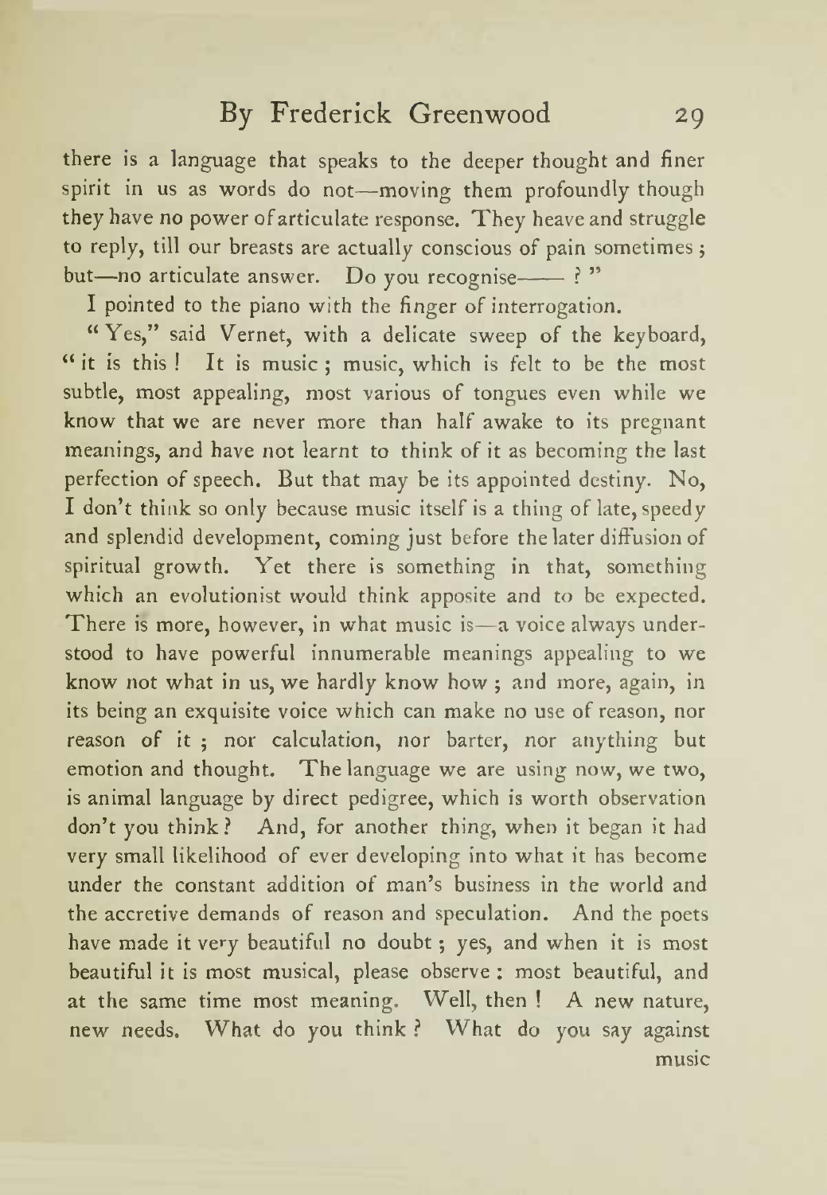there is a language that speaks to the deeper thought and finer spirit in us as words do not—moving them profoundly though they have no power of articulate response. They heave and struggle to reply, till our breasts are actually conscious of pain sometimes; but—no articulate answer. Do you recognise—— ? "

I pointed to the piano with the finger of interrogation.

"Yes," said Vernet, with a delicate sweep of the keyboard, "it is this! It is music; music, which is felt to be the most subtle, most appealing, most various of tongues even while we know that we are never more than half awake to its pregnant meanings, and have not learnt to think of it as becoming the last perfection of speech. But that may be its appointed destiny. No, I don't think so only because music itself is a thing of late, speedy and splendid development, coming just before the later diffusion of spiritual growth. Yet there is something in that, something which an evolutionist would think apposite and to be expected. There is more, however, in what music is—a voice always understood to have powerful innumerable meanings appealing to we know not what in us, we hardly know how; and more, again, in its being an exquisite voice which can make no use of reason, nor reason of it; nor calculation, nor barter, nor anything but emotion and thought. The language we are using now, we two, is animal language by direct pedigree, which is worth observation don't you think? And, for another thing, when it began it had very small likelihood of ever developing into what it has become under the constant addition of man's business in the world and the accretive demands of reason and speculation. And the poets have made it very beautiful no doubt; yes, and when it is most beautiful it is most musical, please observe: most beautiful, and at the same time most meaning. Well, then! A new nature, new needs. What do you think? What do you say against music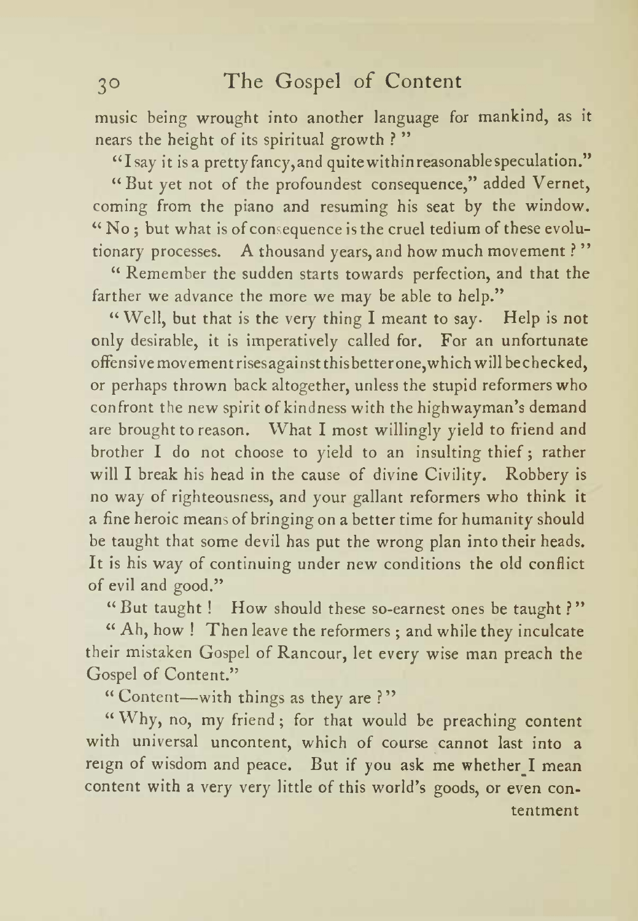music being wrought into another language for mankind, as it nears the height of its spiritual growth ? "

"I say it is a pretty fancy, and quite within reasonable speculation."

"But yet not of the profoundest consequence," added Vernet, coming from the piano and resuming his seat by the window. "No ; but what is of consequence is the cruel tedium of these evolutionary processes. A thousand years, and how much movement ? "

"Remember the sudden starts towards perfection, and that the farther we advance the more we may be able to help."

"Well, but that is the very thing I meant to say. Help is not only desirable, it is imperatively called for. For an unfortunate offensive movement rises against this better one, which will be checked, or perhaps thrown back altogether, unless the stupid reformers who confront the new spirit of kindness with the highwayman's demand are brought to reason. What I most willingly yield to friend and brother I do not choose to yield to an insulting thief ; rather will I break his head in the cause of divine Civility. Robbery is no way of righteousness, and your gallant reformers who think it a fine heroic means of bringing on a better time for humanity should be taught that some devil has put the wrong plan into their heads. It is his way of continuing under new conditions the old conflict of evil and good."

"But taught ! How should these so-earnest ones be taught ? "

"Ah, how ! Then leave the reformers ; and while they inculcate their mistaken Gospel of Rancour, let every wise man preach the Gospel of Content."

"Content—with things as they are ? "

"Why, no, my friend ; for that would be preaching content with universal uncontent, which of course cannot last into a reign of wisdom and peace. But if you ask me whether I mean content with a very very little of this world's goods, or even contentment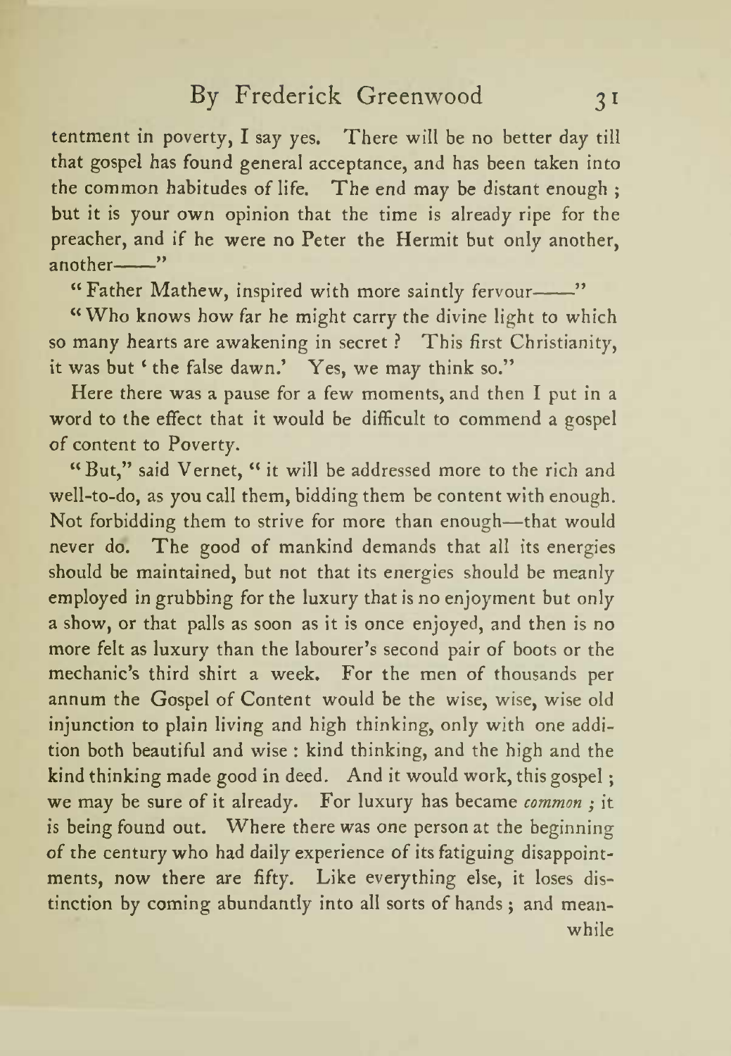tentment in poverty, I say yes. There will be no better day till that gospel has found general acceptance, and has been taken into the common habitudes of life. The end may be distant enough; but it is your own opinion that the time is already ripe for the preacher, and if he were no Peter the Hermit but only another, another——"

"Father Mathew, inspired with more saintly fervour——"

"Who knows how far he might carry the divine light to which so many hearts are awakening in secret? This first Christianity, it was but 'the false dawn.' Yes, we may think so."

Here there was a pause for a few moments, and then I put in a word to the effect that it would be difficult to commend a gospel of content to Poverty.

"But," said Vernet, "it will be addressed more to the rich and well-to-do, as you call them, bidding them be content with enough. Not forbidding them to strive for more than enough—that would never do. The good of mankind demands that all its energies should be maintained, but not that its energies should be meanly employed in grubbing for the luxury that is no enjoyment but only a show, or that palls as soon as it is once enjoyed, and then is no more felt as luxury than the labourer's second pair of boots or the mechanic's third shirt a week. For the men of thousands per annum the Gospel of Content would be the wise, wise, wise old injunction to plain living and high thinking, only with one addition both beautiful and wise: kind thinking, and the high and the kind thinking made good in deed. And it would work, this gospel; we may be sure of it already. For luxury has became *common*; it is being found out. Where there was one person at the beginning of the century who had daily experience of its fatiguing disappointments, now there are fifty. Like everything else, it loses distinction by coming abundantly into all sorts of hands; and meanwhile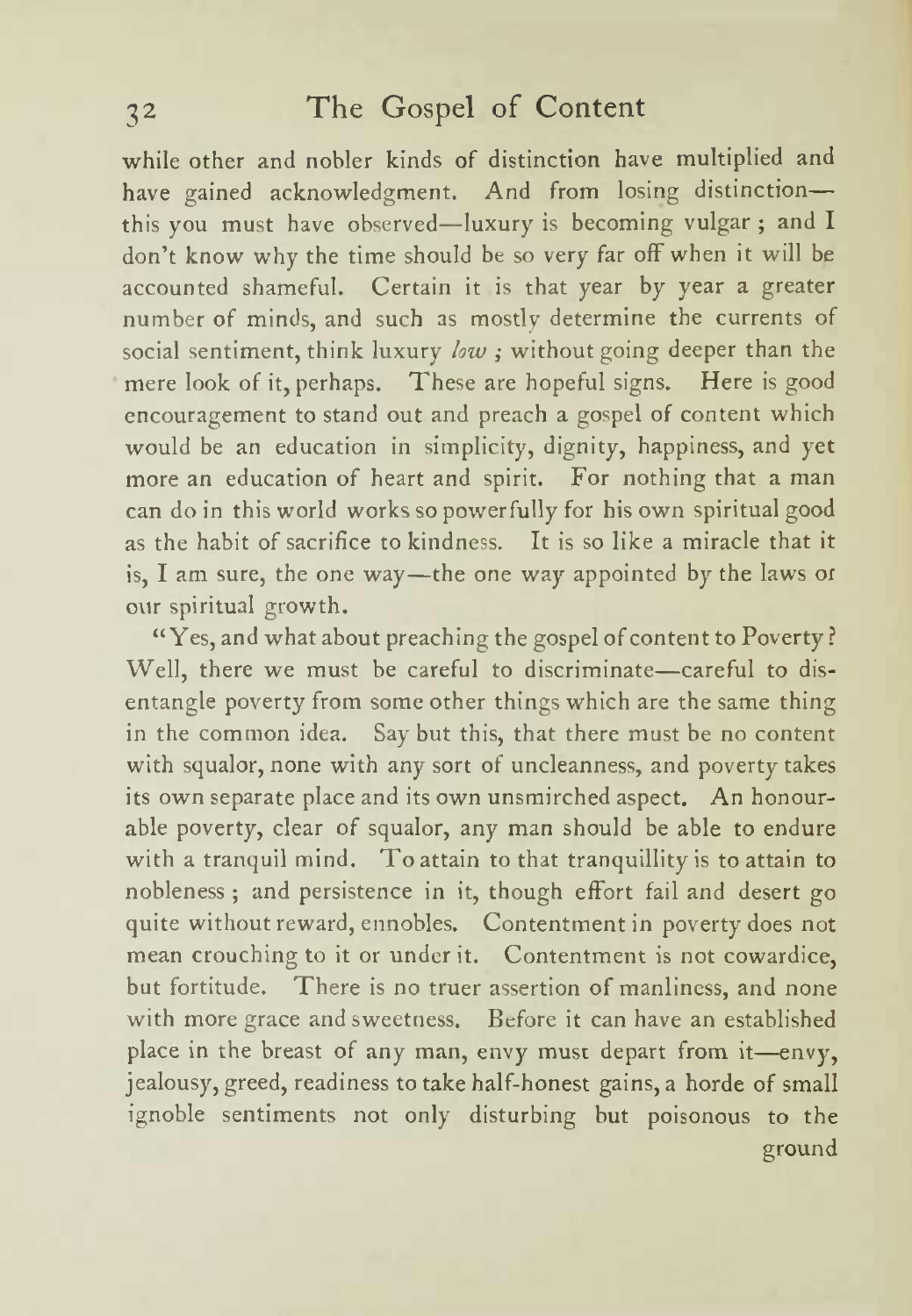while other and nobler kinds of distinction have multiplied and have gained acknowledgment. And from losing distinction—this you must have observed—luxury is becoming vulgar; and I don't know why the time should be so very far off when it will be accounted shameful. Certain it is that year by year a greater number of minds, and such as mostly determine the currents of social sentiment, think luxury *low*; without going deeper than the mere look of it, perhaps. These are hopeful signs. Here is good encouragement to stand out and preach a gospel of content which would be an education in simplicity, dignity, happiness, and yet more an education of heart and spirit. For nothing that a man can do in this world works so powerfully for his own spiritual good as the habit of sacrifice to kindness. It is so like a miracle that it is, I am sure, the one way—the one way appointed by the laws of our spiritual growth.

"Yes, and what about preaching the gospel of content to Poverty? Well, there we must be careful to discriminate—careful to disentangle poverty from some other things which are the same thing in the common idea. Say but this, that there must be no content with squalor, none with any sort of uncleanness, and poverty takes its own separate place and its own unsmirched aspect. An honourable poverty, clear of squalor, any man should be able to endure with a tranquil mind. To attain to that tranquillity is to attain to nobleness; and persistence in it, though effort fail and desert go quite without reward, ennobles. Contentment in poverty does not mean crouching to it or under it. Contentment is not cowardice, but fortitude. There is no truer assertion of manliness, and none with more grace and sweetness. Before it can have an established place in the breast of any man, envy must depart from it—envy, jealousy, greed, readiness to take half-honest gains, a horde of small ignoble sentiments not only disturbing but poisonous to the ground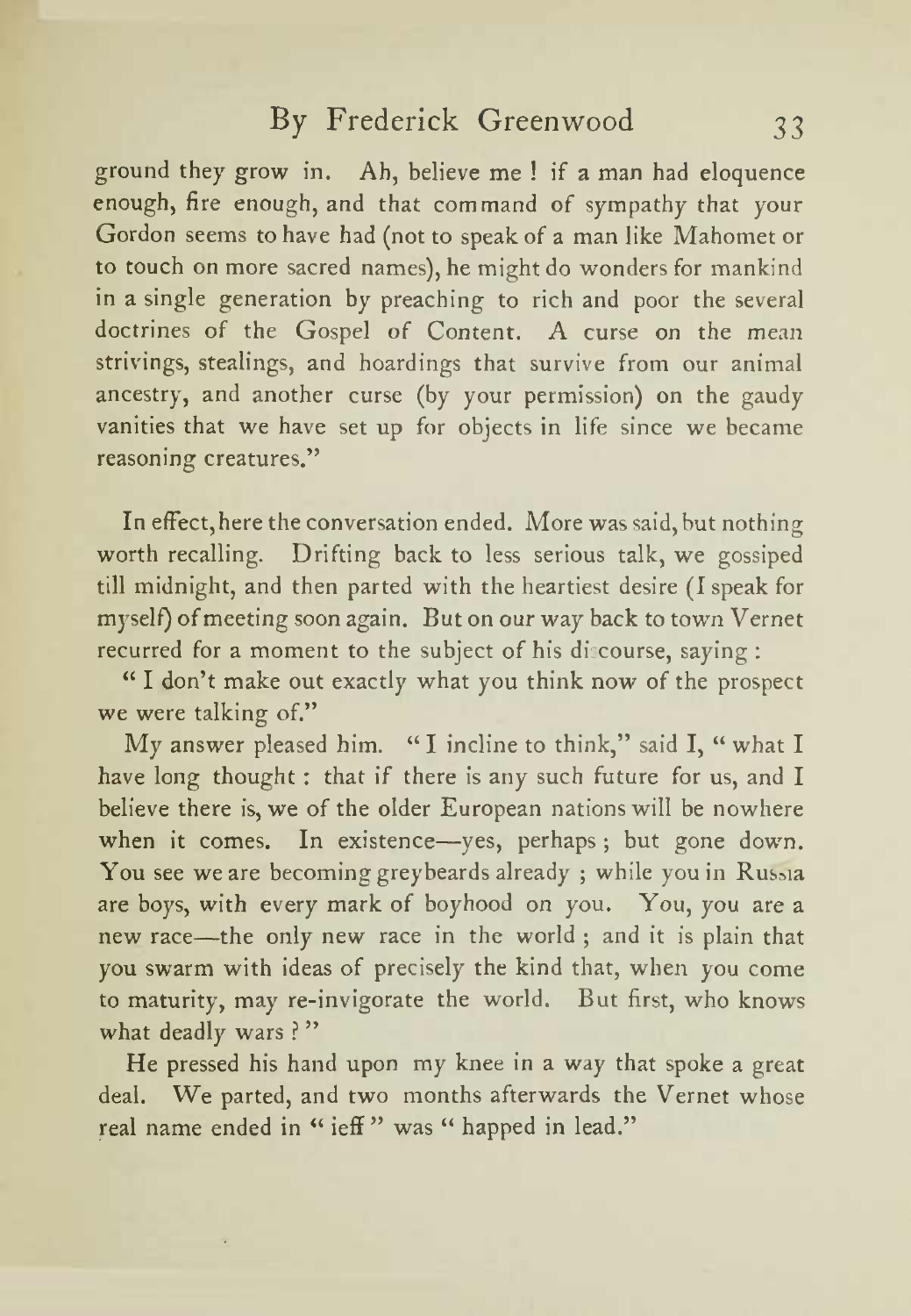ground they grow in. Ah, believe me ! if a man had eloquence enough, fire enough, and that command of sympathy that your Gordon seems to have had (not to speak of a man like Mahomet or to touch on more sacred names), he might do wonders for mankind in a single generation by preaching to rich and poor the several doctrines of the Gospel of Content. A curse on the mean strivings, stealings, and hoardings that survive from our animal ancestry, and another curse (by your permission) on the gaudy vanities that we have set up for objects in life since we became reasoning creatures."

In effect, here the conversation ended. More was said, but nothing worth recalling. Drifting back to less serious talk, we gossiped till midnight, and then parted with the heartiest desire (I speak for myself) of meeting soon again. But on our way back to town Vernet recurred for a moment to the subject of his discourse, saying :

"I don't make out exactly what you think now of the prospect we were talking of."

My answer pleased him. "I incline to think," said I, "what I have long thought : that if there is any such future for us, and I believe there is, we of the older European nations will be nowhere when it comes. In existence—yes, perhaps ; but gone down. You see we are becoming greybeards already ; while you in Russia are boys, with every mark of boyhood on you. You, you are a new race—the only new race in the world ; and it is plain that you swarm with ideas of precisely the kind that, when you come to maturity, may re-invigorate the world. But first, who knows what deadly wars ?"

He pressed his hand upon my knee in a way that spoke a great deal. We parted, and two months afterwards the Vernet whose real name ended in "ieff" was "happed in lead."